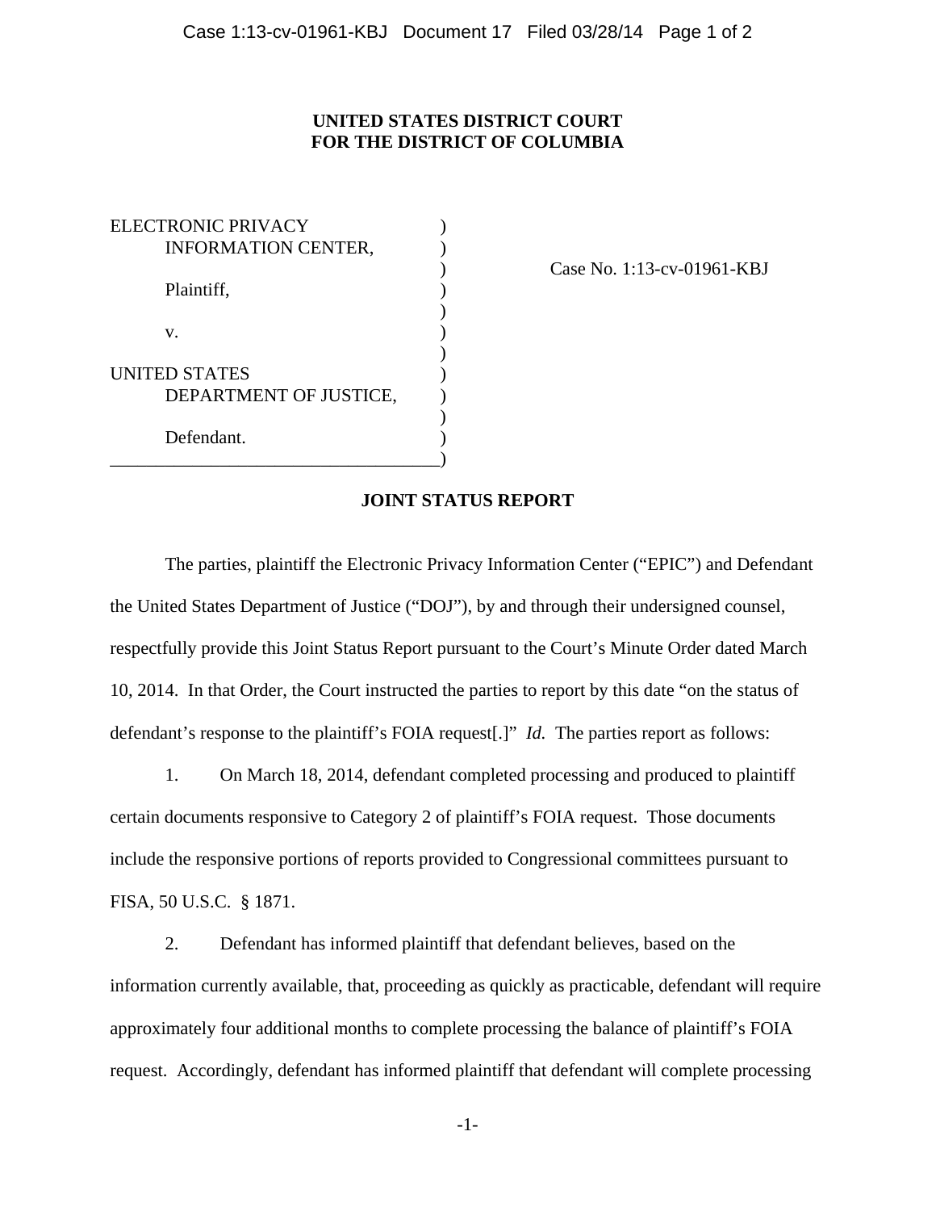**UNITED STATES DISTRICT COURT**
**FOR THE DISTRICT OF COLUMBIA**

ELECTRONIC PRIVACY INFORMATION CENTER,

Plaintiff,

v.

UNITED STATES DEPARTMENT OF JUSTICE,

Defendant.

Case No. 1:13-cv-01961-KBJ

## JOINT STATUS REPORT

The parties, plaintiff the Electronic Privacy Information Center ("EPIC") and Defendant the United States Department of Justice ("DOJ"), by and through their undersigned counsel, respectfully provide this Joint Status Report pursuant to the Court's Minute Order dated March 10, 2014. In that Order, the Court instructed the parties to report by this date "on the status of defendant's response to the plaintiff's FOIA request[.]" *Id.* The parties report as follows:

1. On March 18, 2014, defendant completed processing and produced to plaintiff certain documents responsive to Category 2 of plaintiff's FOIA request. Those documents include the responsive portions of reports provided to Congressional committees pursuant to FISA, 50 U.S.C. § 1871.

2. Defendant has informed plaintiff that defendant believes, based on the information currently available, that, proceeding as quickly as practicable, defendant will require approximately four additional months to complete processing the balance of plaintiff's FOIA request. Accordingly, defendant has informed plaintiff that defendant will complete processing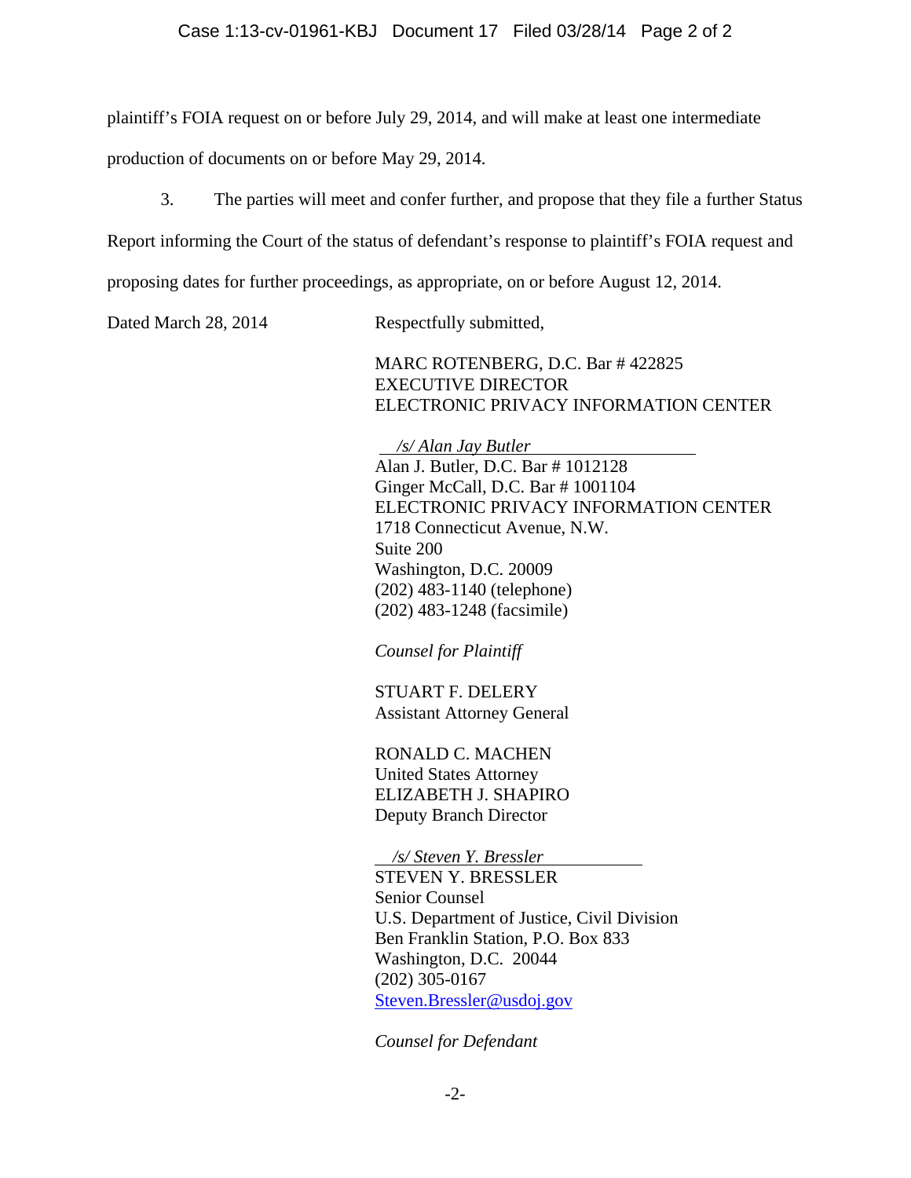plaintiff's FOIA request on or before July 29, 2014, and will make at least one intermediate production of documents on or before May 29, 2014.

3. The parties will meet and confer further, and propose that they file a further Status Report informing the Court of the status of defendant's response to plaintiff's FOIA request and proposing dates for further proceedings, as appropriate, on or before August 12, 2014.

Dated March 28, 2014

Respectfully submitted,

MARC ROTENBERG, D.C. Bar # 422825
EXECUTIVE DIRECTOR
ELECTRONIC PRIVACY INFORMATION CENTER

*/s/ Alan Jay Butler*
Alan J. Butler, D.C. Bar # 1012128
Ginger McCall, D.C. Bar # 1001104
ELECTRONIC PRIVACY INFORMATION CENTER
1718 Connecticut Avenue, N.W.
Suite 200
Washington, D.C. 20009
(202) 483-1140 (telephone)
(202) 483-1248 (facsimile)

*Counsel for Plaintiff*

STUART F. DELERY
Assistant Attorney General

RONALD C. MACHEN
United States Attorney
ELIZABETH J. SHAPIRO
Deputy Branch Director

*/s/ Steven Y. Bressler*
STEVEN Y. BRESSLER
Senior Counsel
U.S. Department of Justice, Civil Division
Ben Franklin Station, P.O. Box 833
Washington, D.C. 20044
(202) 305-0167
Steven.Bressler@usdoj.gov

*Counsel for Defendant*